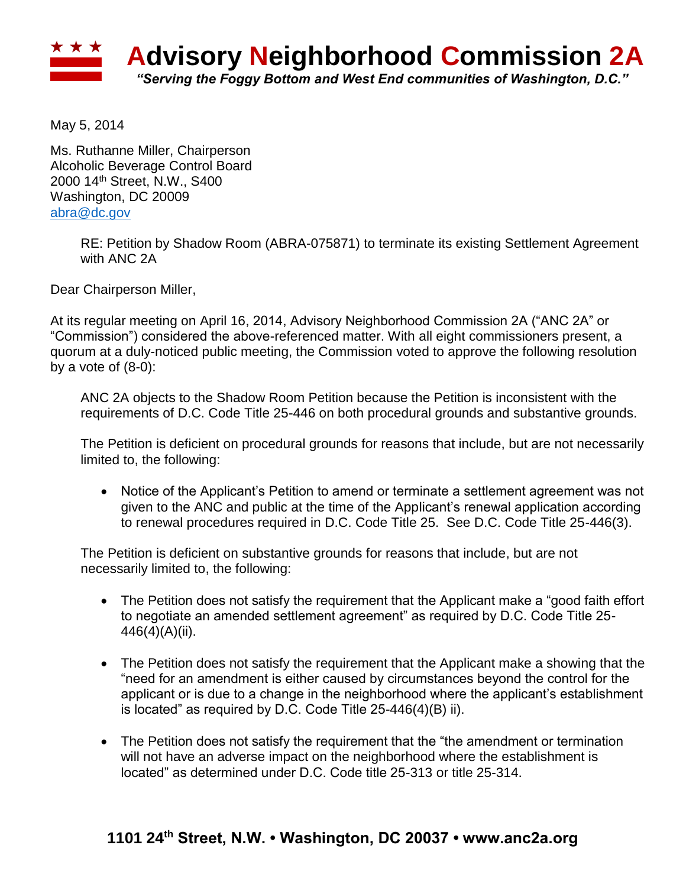# Advisory Neighborhood Commission 2A

*"Serving the Foggy Bottom and West End communities of Washington, D.C."*

May 5, 2014

Ms. Ruthanne Miller, Chairperson
Alcoholic Beverage Control Board
2000 14th Street, N.W., S400
Washington, DC 20009
abra@dc.gov

RE: Petition by Shadow Room (ABRA-075871) to terminate its existing Settlement Agreement with ANC 2A

Dear Chairperson Miller,

At its regular meeting on April 16, 2014, Advisory Neighborhood Commission 2A ("ANC 2A" or "Commission") considered the above-referenced matter. With all eight commissioners present, a quorum at a duly-noticed public meeting, the Commission voted to approve the following resolution by a vote of (8-0):

> ANC 2A objects to the Shadow Room Petition because the Petition is inconsistent with the requirements of D.C. Code Title 25-446 on both procedural grounds and substantive grounds.
>
> The Petition is deficient on procedural grounds for reasons that include, but are not necessarily limited to, the following:
>
> - Notice of the Applicant's Petition to amend or terminate a settlement agreement was not given to the ANC and public at the time of the Applicant's renewal application according to renewal procedures required in D.C. Code Title 25. See D.C. Code Title 25-446(3).
>
> The Petition is deficient on substantive grounds for reasons that include, but are not necessarily limited to, the following:
>
> - The Petition does not satisfy the requirement that the Applicant make a "good faith effort to negotiate an amended settlement agreement" as required by D.C. Code Title 25-446(4)(A)(ii).
> - The Petition does not satisfy the requirement that the Applicant make a showing that the "need for an amendment is either caused by circumstances beyond the control for the applicant or is due to a change in the neighborhood where the applicant's establishment is located" as required by D.C. Code Title 25-446(4)(B) ii).
> - The Petition does not satisfy the requirement that the "the amendment or termination will not have an adverse impact on the neighborhood where the establishment is located" as determined under D.C. Code title 25-313 or title 25-314.

**1101 24th Street, N.W. • Washington, DC 20037 • www.anc2a.org**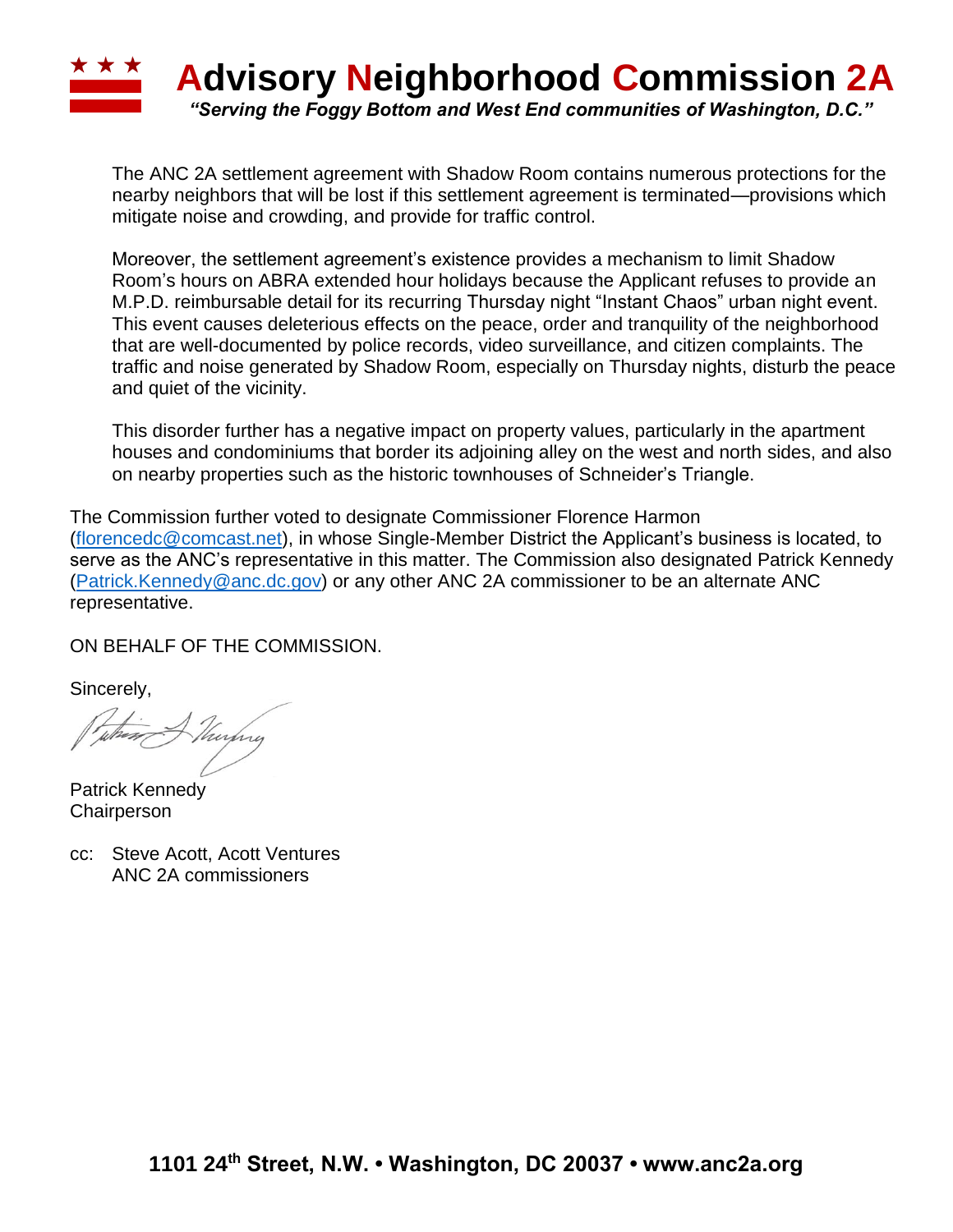# Advisory Neighborhood Commission 2A

*"Serving the Foggy Bottom and West End communities of Washington, D.C."*

The ANC 2A settlement agreement with Shadow Room contains numerous protections for the nearby neighbors that will be lost if this settlement agreement is terminated—provisions which mitigate noise and crowding, and provide for traffic control.

Moreover, the settlement agreement's existence provides a mechanism to limit Shadow Room's hours on ABRA extended hour holidays because the Applicant refuses to provide an M.P.D. reimbursable detail for its recurring Thursday night "Instant Chaos" urban night event. This event causes deleterious effects on the peace, order and tranquility of the neighborhood that are well-documented by police records, video surveillance, and citizen complaints. The traffic and noise generated by Shadow Room, especially on Thursday nights, disturb the peace and quiet of the vicinity.

This disorder further has a negative impact on property values, particularly in the apartment houses and condominiums that border its adjoining alley on the west and north sides, and also on nearby properties such as the historic townhouses of Schneider's Triangle.

The Commission further voted to designate Commissioner Florence Harmon (florencedc@comcast.net), in whose Single-Member District the Applicant's business is located, to serve as the ANC's representative in this matter. The Commission also designated Patrick Kennedy (Patrick.Kennedy@anc.dc.gov) or any other ANC 2A commissioner to be an alternate ANC representative.

ON BEHALF OF THE COMMISSION.

Sincerely,

Patrick Kennedy
Chairperson

cc: Steve Acott, Acott Ventures
ANC 2A commissioners

**1101 24th Street, N.W. • Washington, DC 20037 • www.anc2a.org**